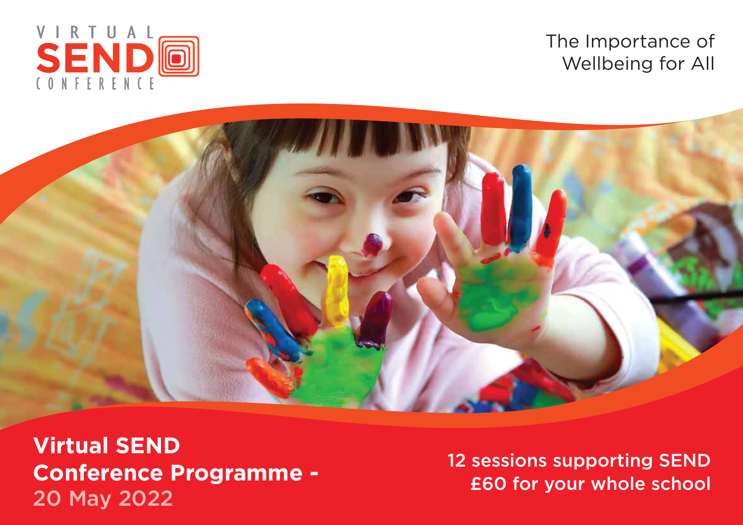VIRTUAL **SEND** CONFERENCE

# The Importance of Wellbeing for All

## Virtual SEND Conference Programme - 20 May 2022

12 sessions supporting SEND
£60 for your whole school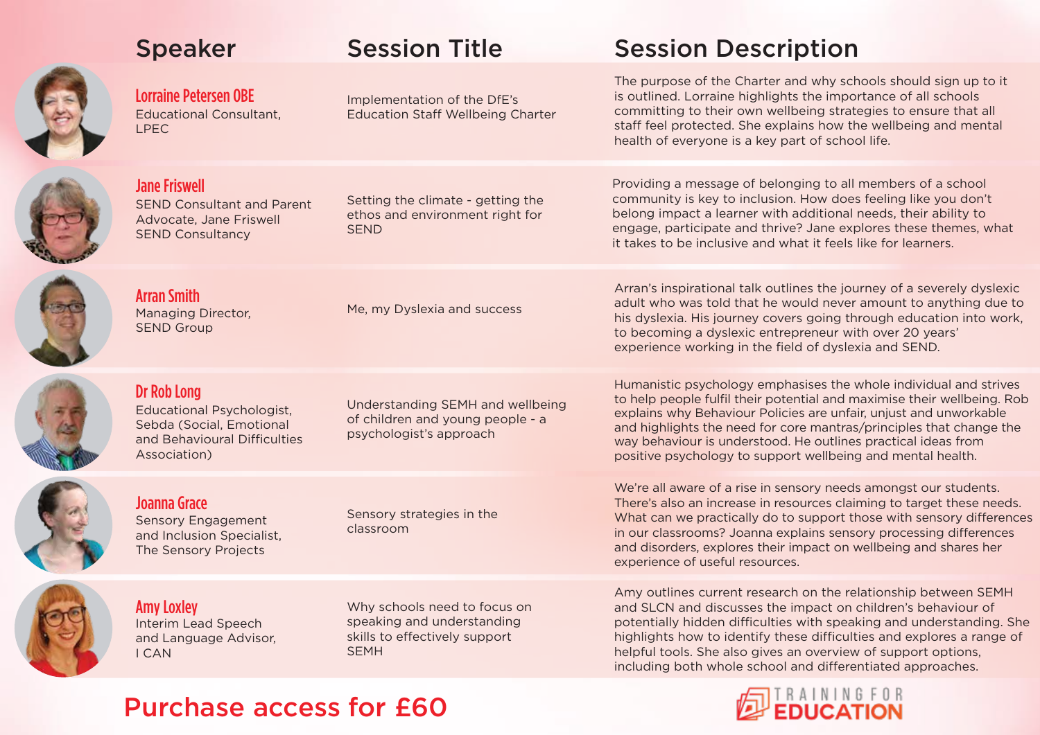| Speaker | Session Title | Session Description |
|---|---|---|
| **Lorraine Petersen OBE**<br>Educational Consultant, LPEC | Implementation of the DfE's Education Staff Wellbeing Charter | The purpose of the Charter and why schools should sign up to it is outlined. Lorraine highlights the importance of all schools committing to their own wellbeing strategies to ensure that all staff feel protected. She explains how the wellbeing and mental health of everyone is a key part of school life. |
| **Jane Friswell**<br>SEND Consultant and Parent Advocate, Jane Friswell SEND Consultancy | Setting the climate - getting the ethos and environment right for SEND | Providing a message of belonging to all members of a school community is key to inclusion. How does feeling like you don't belong impact a learner with additional needs, their ability to engage, participate and thrive? Jane explores these themes, what it takes to be inclusive and what it feels like for learners. |
| **Arran Smith**<br>Managing Director, SEND Group | Me, my Dyslexia and success | Arran's inspirational talk outlines the journey of a severely dyslexic adult who was told that he would never amount to anything due to his dyslexia. His journey covers going through education into work, to becoming a dyslexic entrepreneur with over 20 years' experience working in the field of dyslexia and SEND. |
| **Dr Rob Long**<br>Educational Psychologist, Sebda (Social, Emotional and Behavioural Difficulties Association) | Understanding SEMH and wellbeing of children and young people - a psychologist's approach | Humanistic psychology emphasises the whole individual and strives to help people fulfil their potential and maximise their wellbeing. Rob explains why Behaviour Policies are unfair, unjust and unworkable and highlights the need for core mantras/principles that change the way behaviour is understood. He outlines practical ideas from positive psychology to support wellbeing and mental health. |
| **Joanna Grace**<br>Sensory Engagement and Inclusion Specialist, The Sensory Projects | Sensory strategies in the classroom | We're all aware of a rise in sensory needs amongst our students. There's also an increase in resources claiming to target these needs. What can we practically do to support those with sensory differences in our classrooms? Joanna explains sensory processing differences and disorders, explores their impact on wellbeing and shares her experience of useful resources. |
| **Amy Loxley**<br>Interim Lead Speech and Language Advisor, I CAN | Why schools need to focus on speaking and understanding skills to effectively support SEMH | Amy outlines current research on the relationship between SEMH and SLCN and discusses the impact on children's behaviour of potentially hidden difficulties with speaking and understanding. She highlights how to identify these difficulties and explores a range of helpful tools. She also gives an overview of support options, including both whole school and differentiated approaches. |

## Purchase access for £60

TRAINING FOR EDUCATION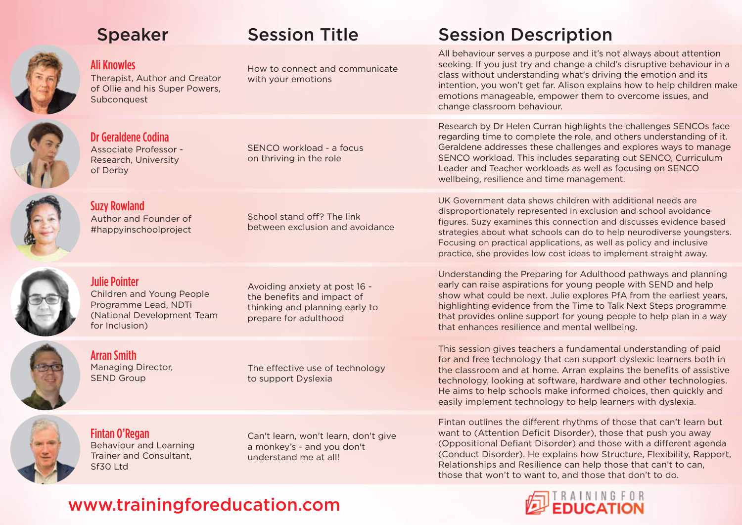| Speaker | Session Title | Session Description |
| --- | --- | --- |
| **Ali Knowles**<br>Therapist, Author and Creator of Ollie and his Super Powers, Subconquest | How to connect and communicate with your emotions | All behaviour serves a purpose and it's not always about attention seeking. If you just try and change a child's disruptive behaviour in a class without understanding what's driving the emotion and its intention, you won't get far. Alison explains how to help children make emotions manageable, empower them to overcome issues, and change classroom behaviour. |
| **Dr Geraldene Codina**<br>Associate Professor - Research, University of Derby | SENCO workload - a focus on thriving in the role | Research by Dr Helen Curran highlights the challenges SENCOs face regarding time to complete the role, and others understanding of it. Geraldene addresses these challenges and explores ways to manage SENCO workload. This includes separating out SENCO, Curriculum Leader and Teacher workloads as well as focusing on SENCO wellbeing, resilience and time management. |
| **Suzy Rowland**<br>Author and Founder of #happyinschoolproject | School stand off? The link between exclusion and avoidance | UK Government data shows children with additional needs are disproportionately represented in exclusion and school avoidance figures. Suzy examines this connection and discusses evidence based strategies about what schools can do to help neurodiverse youngsters. Focusing on practical applications, as well as policy and inclusive practice, she provides low cost ideas to implement straight away. |
| **Julie Pointer**<br>Children and Young People Programme Lead, NDTi (National Development Team for Inclusion) | Avoiding anxiety at post 16 - the benefits and impact of thinking and planning early to prepare for adulthood | Understanding the Preparing for Adulthood pathways and planning early can raise aspirations for young people with SEND and help show what could be next. Julie explores PfA from the earliest years, highlighting evidence from the Time to Talk Next Steps programme that provides online support for young people to help plan in a way that enhances resilience and mental wellbeing. |
| **Arran Smith**<br>Managing Director, SEND Group | The effective use of technology to support Dyslexia | This session gives teachers a fundamental understanding of paid for and free technology that can support dyslexic learners both in the classroom and at home. Arran explains the benefits of assistive technology, looking at software, hardware and other technologies. He aims to help schools make informed choices, then quickly and easily implement technology to help learners with dyslexia. |
| **Fintan O'Regan**<br>Behaviour and Learning Trainer and Consultant, Sf30 Ltd | Can't learn, won't learn, don't give a monkey's - and you don't understand me at all! | Fintan outlines the different rhythms of those that can't learn but want to (Attention Deficit Disorder), those that push you away (Oppositional Defiant Disorder) and those with a different agenda (Conduct Disorder). He explains how Structure, Flexibility, Rapport, Relationships and Resilience can help those that can't to can, those that won't to want to, and those that don't to do. |

www.trainingforeducation.com

TRAINING FOR EDUCATION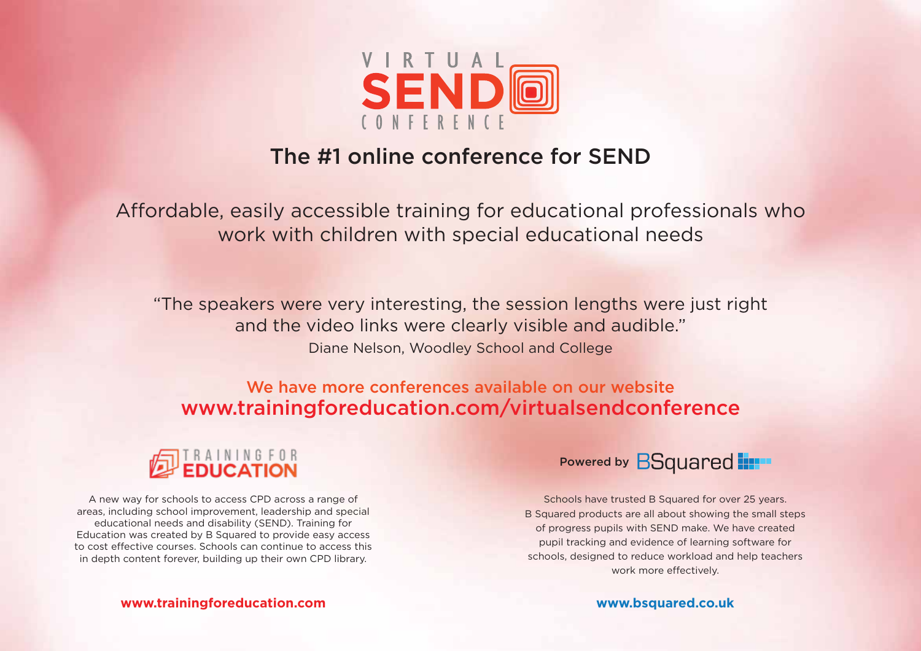# VIRTUAL SEND CONFERENCE

## The #1 online conference for SEND

Affordable, easily accessible training for educational professionals who work with children with special educational needs

"The speakers were very interesting, the session lengths were just right and the video links were clearly visible and audible."
Diane Nelson, Woodley School and College

**We have more conferences available on our website**
**www.trainingforeducation.com/virtualsendconference**

### TRAINING FOR EDUCATION

A new way for schools to access CPD across a range of areas, including school improvement, leadership and special educational needs and disability (SEND). Training for Education was created by B Squared to provide easy access to cost effective courses. Schools can continue to access this in depth content forever, building up their own CPD library.

**www.trainingforeducation.com**

### Powered by BSquared

Schools have trusted B Squared for over 25 years. B Squared products are all about showing the small steps of progress pupils with SEND make. We have created pupil tracking and evidence of learning software for schools, designed to reduce workload and help teachers work more effectively.

**www.bsquared.co.uk**